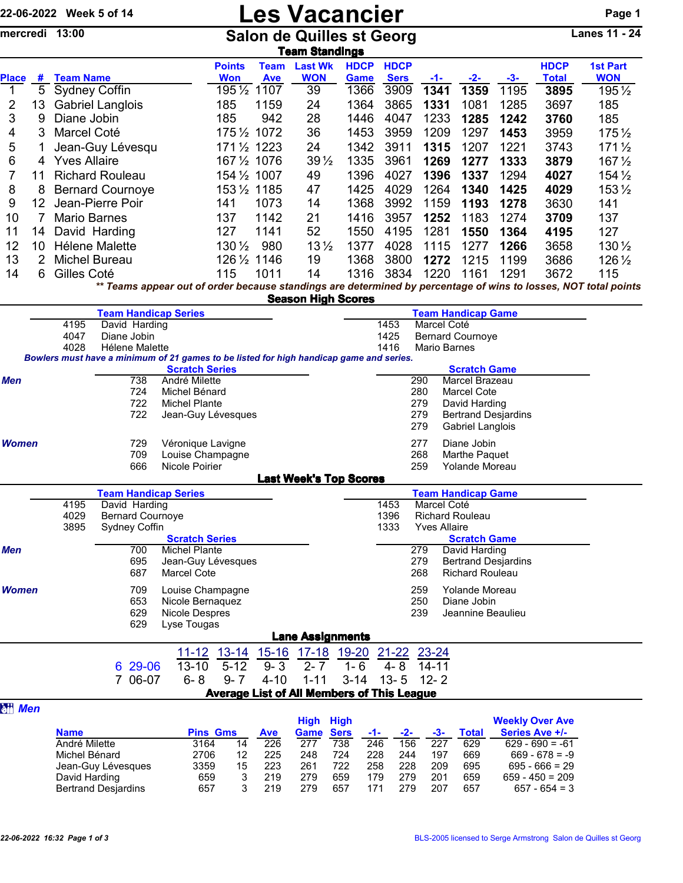22-06-2022 Week 5 of 14

mercredi 13:00

# Les Vacancier

## Salon de Quilles st Georg

Lanes 11 - 24

### Team Standings

| Place | # | Team Name | Points Won | Team Ave | Last Wk WON | HDCP Game | HDCP Sers | -1- | -2- | -3- | HDCP Total | 1st Part WON |
|---|---|---|---|---|---|---|---|---|---|---|---|---|
| 1 | 5 | Sydney Coffin | 195½ | 1107 | 39 | 1366 | 3909 | **1341** | **1359** | 1195 | **3895** | 195½ |
| 2 | 13 | Gabriel Langlois | 185 | 1159 | 24 | 1364 | 3865 | **1331** | 1081 | 1285 | 3697 | 185 |
| 3 | 9 | Diane Jobin | 185 | 942 | 28 | 1446 | 4047 | 1233 | **1285** | **1242** | **3760** | 185 |
| 4 | 3 | Marcel Coté | 175½ | 1072 | 36 | 1453 | 3959 | 1209 | 1297 | **1453** | 3959 | 175½ |
| 5 | 1 | Jean-Guy Lévesqu | 171½ | 1223 | 24 | 1342 | 3911 | **1315** | 1207 | 1221 | 3743 | 171½ |
| 6 | 4 | Yves Allaire | 167½ | 1076 | 39½ | 1335 | 3961 | **1269** | **1277** | **1333** | **3879** | 167½ |
| 7 | 11 | Richard Rouleau | 154½ | 1007 | 49 | 1396 | 4027 | **1396** | **1337** | 1294 | **4027** | 154½ |
| 8 | 8 | Bernard Cournoye | 153½ | 1185 | 47 | 1425 | 4029 | 1264 | **1340** | **1425** | **4029** | 153½ |
| 9 | 12 | Jean-Pierre Poir | 141 | 1073 | 14 | 1368 | 3992 | 1159 | **1193** | **1278** | 3630 | 141 |
| 10 | 7 | Mario Barnes | 137 | 1142 | 21 | 1416 | 3957 | **1252** | 1183 | 1274 | 3709 | 137 |
| 11 | 14 | David Harding | 127 | 1141 | 52 | 1550 | 4195 | 1281 | **1550** | **1364** | **4195** | 127 |
| 12 | 10 | Hélene Malette | 130½ | 980 | 13½ | 1377 | 4028 | 1115 | 1277 | **1266** | 3658 | 130½ |
| 13 | 2 | Michel Bureau | 126½ | 1146 | 19 | 1368 | 3800 | **1272** | 1215 | 1199 | 3686 | 126½ |
| 14 | 6 | Gilles Coté | 115 | 1011 | 14 | 1316 | 3834 | 1220 | 1161 | 1291 | 3672 | 115 |

***\*\* Teams appear out of order because standings are determined by percentage of wins to losses, NOT total points***

### Season High Scores

| Team Handicap Series | | Team Handicap Game | |
|---|---|---|---|
| 4195 | David Harding | 1453 | Marcel Coté |
| 4047 | Diane Jobin | 1425 | Bernard Cournoye |
| 4028 | Hélene Malette | 1416 | Mario Barnes |

***Bowlers must have a minimum of 21 games to be listed for high handicap game and series.***

| | Scratch Series | | Scratch Game | |
|---|---|---|---|---|
| ***Men*** | 738 | André Milette | 290 | Marcel Brazeau |
| | 724 | Michel Bénard | 280 | Marcel Cote |
| | 722 | Michel Plante | 279 | David Harding |
| | 722 | Jean-Guy Lévesques | 279 | Bertrand Desjardins |
| | | | 279 | Gabriel Langlois |
| ***Women*** | 729 | Véronique Lavigne | 277 | Diane Jobin |
| | 709 | Louise Champagne | 268 | Marthe Paquet |
| | 666 | Nicole Poirier | 259 | Yolande Moreau |

### Last Week's Top Scores

| Team Handicap Series | | Team Handicap Game | |
|---|---|---|---|
| 4195 | David Harding | 1453 | Marcel Coté |
| 4029 | Bernard Cournoye | 1396 | Richard Rouleau |
| 3895 | Sydney Coffin | 1333 | Yves Allaire |

| | Scratch Series | | Scratch Game | |
|---|---|---|---|---|
| ***Men*** | 700 | Michel Plante | 279 | David Harding |
| | 695 | Jean-Guy Lévesques | 279 | Bertrand Desjardins |
| | 687 | Marcel Cote | 268 | Richard Rouleau |
| ***Women*** | 709 | Louise Champagne | 259 | Yolande Moreau |
| | 653 | Nicole Bernaquez | 250 | Diane Jobin |
| | 629 | Nicole Despres | 239 | Jeannine Beaulieu |
| | 629 | Lyse Tougas | | |

### Lane Assignments

| | | 11-12 | 13-14 | 15-16 | 17-18 | 19-20 | 21-22 | 23-24 |
|---|---|---|---|---|---|---|---|---|
| 6 | 29-06 | 13-10 | 5-12 | 9- 3 | 2- 7 | 1- 6 | 4- 8 | 14-11 |
| 7 | 06-07 | 6- 8 | 9- 7 | 4-10 | 1-11 | 3-14 | 13- 5 | 12- 2 |

### Average List of All Members of This League

***Men***

| Name | Pins | Gms | Ave | High Game | High Sers | -1- | -2- | -3- | Total | Weekly Over Ave Series Ave +/- |
|---|---|---|---|---|---|---|---|---|---|---|
| André Milette | 3164 | 14 | 226 | 277 | 738 | 246 | 156 | 227 | 629 | 629 - 690 = -61 |
| Michel Bénard | 2706 | 12 | 225 | 248 | 724 | 228 | 244 | 197 | 669 | 669 - 678 = -9 |
| Jean-Guy Lévesques | 3359 | 15 | 223 | 261 | 722 | 258 | 228 | 209 | 695 | 695 - 666 = 29 |
| David Harding | 659 | 3 | 219 | 279 | 659 | 179 | 279 | 201 | 659 | 659 - 450 = 209 |
| Bertrand Desjardins | 657 | 3 | 219 | 279 | 657 | 171 | 279 | 207 | 657 | 657 - 654 = 3 |

22-06-2022 16:32

BLS-2005 licensed to Serge Armstrong Salon de Quilles st Georg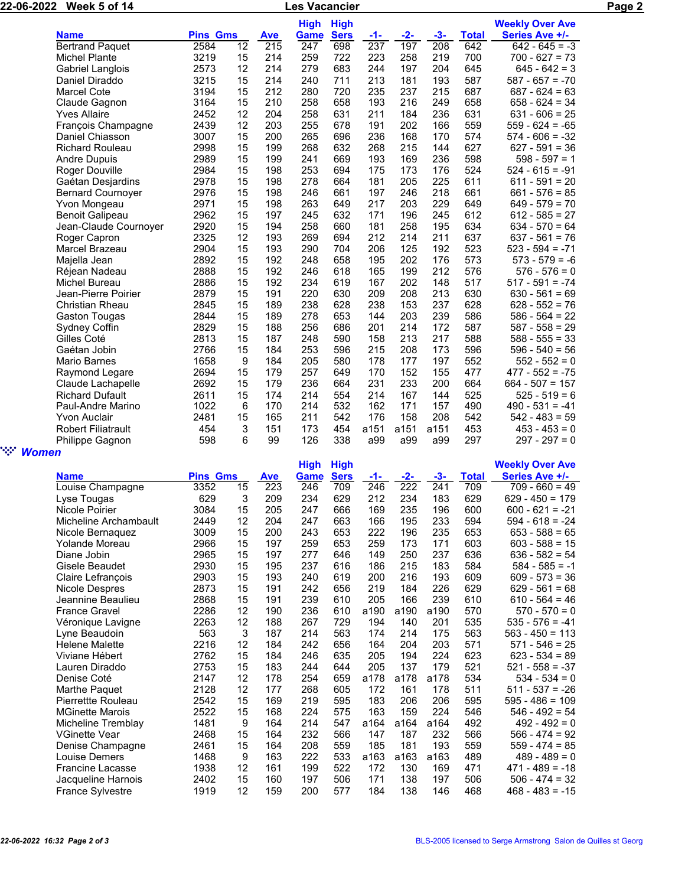| Name | Pins | Gms | Ave | High Game | High Sers | -1- | -2- | -3- | Total | Weekly Over Ave Series Ave +/- |
|---|---|---|---|---|---|---|---|---|---|---|
| Bertrand Paquet | 2584 | 12 | 215 | 247 | 698 | 237 | 197 | 208 | 642 | 642 - 645 = -3 |
| Michel Plante | 3219 | 15 | 214 | 259 | 722 | 223 | 258 | 219 | 700 | 700 - 627 = 73 |
| Gabriel Langlois | 2573 | 12 | 214 | 279 | 683 | 244 | 197 | 204 | 645 | 645 - 642 = 3 |
| Daniel Diraddo | 3215 | 15 | 214 | 240 | 711 | 213 | 181 | 193 | 587 | 587 - 657 = -70 |
| Marcel Cote | 3194 | 15 | 212 | 280 | 720 | 235 | 237 | 215 | 687 | 687 - 624 = 63 |
| Claude Gagnon | 3164 | 15 | 210 | 258 | 658 | 193 | 216 | 249 | 658 | 658 - 624 = 34 |
| Yves Allaire | 2452 | 12 | 204 | 258 | 631 | 211 | 184 | 236 | 631 | 631 - 606 = 25 |
| François Champagne | 2439 | 12 | 203 | 255 | 678 | 191 | 202 | 166 | 559 | 559 - 624 = -65 |
| Daniel Chiasson | 3007 | 15 | 200 | 265 | 696 | 236 | 168 | 170 | 574 | 574 - 606 = -32 |
| Richard Rouleau | 2998 | 15 | 199 | 268 | 632 | 268 | 215 | 144 | 627 | 627 - 591 = 36 |
| Andre Dupuis | 2989 | 15 | 199 | 241 | 669 | 193 | 169 | 236 | 598 | 598 - 597 = 1 |
| Roger Douville | 2984 | 15 | 198 | 253 | 694 | 175 | 173 | 176 | 524 | 524 - 615 = -91 |
| Gaétan Desjardins | 2978 | 15 | 198 | 278 | 664 | 181 | 205 | 225 | 611 | 611 - 591 = 20 |
| Bernard Cournoyer | 2976 | 15 | 198 | 246 | 661 | 197 | 246 | 218 | 661 | 661 - 576 = 85 |
| Yvon Mongeau | 2971 | 15 | 198 | 263 | 649 | 217 | 203 | 229 | 649 | 649 - 579 = 70 |
| Benoit Galipeau | 2962 | 15 | 197 | 245 | 632 | 171 | 196 | 245 | 612 | 612 - 585 = 27 |
| Jean-Claude Cournoyer | 2920 | 15 | 194 | 258 | 660 | 181 | 258 | 195 | 634 | 634 - 570 = 64 |
| Roger Capron | 2325 | 12 | 193 | 269 | 694 | 212 | 214 | 211 | 637 | 637 - 561 = 76 |
| Marcel Brazeau | 2904 | 15 | 193 | 290 | 704 | 206 | 125 | 192 | 523 | 523 - 594 = -71 |
| Majella Jean | 2892 | 15 | 192 | 248 | 658 | 195 | 202 | 176 | 573 | 573 - 579 = -6 |
| Réjean Nadeau | 2888 | 15 | 192 | 246 | 618 | 165 | 199 | 212 | 576 | 576 - 576 = 0 |
| Michel Bureau | 2886 | 15 | 192 | 234 | 619 | 167 | 202 | 148 | 517 | 517 - 591 = -74 |
| Jean-Pierre Poirier | 2879 | 15 | 191 | 220 | 630 | 209 | 208 | 213 | 630 | 630 - 561 = 69 |
| Christian Rheau | 2845 | 15 | 189 | 238 | 628 | 238 | 153 | 237 | 628 | 628 - 552 = 76 |
| Gaston Tougas | 2844 | 15 | 189 | 278 | 653 | 144 | 203 | 239 | 586 | 586 - 564 = 22 |
| Sydney Coffin | 2829 | 15 | 188 | 256 | 686 | 201 | 214 | 172 | 587 | 587 - 558 = 29 |
| Gilles Coté | 2813 | 15 | 187 | 248 | 590 | 158 | 213 | 217 | 588 | 588 - 555 = 33 |
| Gaétan Jobin | 2766 | 15 | 184 | 253 | 596 | 215 | 208 | 173 | 596 | 596 - 540 = 56 |
| Mario Barnes | 1658 | 9 | 184 | 205 | 580 | 178 | 177 | 197 | 552 | 552 - 552 = 0 |
| Raymond Legare | 2694 | 15 | 179 | 257 | 649 | 170 | 152 | 155 | 477 | 477 - 552 = -75 |
| Claude Lachapelle | 2692 | 15 | 179 | 236 | 664 | 231 | 233 | 200 | 664 | 664 - 507 = 157 |
| Richard Dufault | 2611 | 15 | 174 | 214 | 554 | 214 | 167 | 144 | 525 | 525 - 519 = 6 |
| Paul-Andre Marino | 1022 | 6 | 170 | 214 | 532 | 162 | 171 | 157 | 490 | 490 - 531 = -41 |
| Yvon Auclair | 2481 | 15 | 165 | 211 | 542 | 176 | 158 | 208 | 542 | 542 - 483 = 59 |
| Robert Filiatrault | 454 | 3 | 151 | 173 | 454 | a151 | a151 | a151 | 453 | 453 - 453 = 0 |
| Philippe Gagnon | 598 | 6 | 99 | 126 | 338 | a99 | a99 | a99 | 297 | 297 - 297 = 0 |

## *Women*

| Name | Pins | Gms | Ave | High Game | High Sers | -1- | -2- | -3- | Total | Weekly Over Ave Series Ave +/- |
|---|---|---|---|---|---|---|---|---|---|---|
| Louise Champagne | 3352 | 15 | 223 | 246 | 709 | 246 | 222 | 241 | 709 | 709 - 660 = 49 |
| Lyse Tougas | 629 | 3 | 209 | 234 | 629 | 212 | 234 | 183 | 629 | 629 - 450 = 179 |
| Nicole Poirier | 3084 | 15 | 205 | 247 | 666 | 169 | 235 | 196 | 600 | 600 - 621 = -21 |
| Micheline Archambault | 2449 | 12 | 204 | 247 | 663 | 166 | 195 | 233 | 594 | 594 - 618 = -24 |
| Nicole Bernaquez | 3009 | 15 | 200 | 243 | 653 | 222 | 196 | 235 | 653 | 653 - 588 = 65 |
| Yolande Moreau | 2966 | 15 | 197 | 259 | 653 | 259 | 173 | 171 | 603 | 603 - 588 = 15 |
| Diane Jobin | 2965 | 15 | 197 | 277 | 646 | 149 | 250 | 237 | 636 | 636 - 582 = 54 |
| Gisele Beaudet | 2930 | 15 | 195 | 237 | 616 | 186 | 215 | 183 | 584 | 584 - 585 = -1 |
| Claire Lefrançois | 2903 | 15 | 193 | 240 | 619 | 200 | 216 | 193 | 609 | 609 - 573 = 36 |
| Nicole Despres | 2873 | 15 | 191 | 242 | 656 | 219 | 184 | 226 | 629 | 629 - 561 = 68 |
| Jeannine Beaulieu | 2868 | 15 | 191 | 239 | 610 | 205 | 166 | 239 | 610 | 610 - 564 = 46 |
| France Gravel | 2286 | 12 | 190 | 236 | 610 | a190 | a190 | a190 | 570 | 570 - 570 = 0 |
| Véronique Lavigne | 2263 | 12 | 188 | 267 | 729 | 194 | 140 | 201 | 535 | 535 - 576 = -41 |
| Lyne Beaudoin | 563 | 3 | 187 | 214 | 563 | 174 | 214 | 175 | 563 | 563 - 450 = 113 |
| Helene Malette | 2216 | 12 | 184 | 242 | 656 | 164 | 204 | 203 | 571 | 571 - 546 = 25 |
| Viviane Hébert | 2762 | 15 | 184 | 246 | 635 | 205 | 194 | 224 | 623 | 623 - 534 = 89 |
| Lauren Diraddo | 2753 | 15 | 183 | 244 | 644 | 205 | 137 | 179 | 521 | 521 - 558 = -37 |
| Denise Coté | 2147 | 12 | 178 | 254 | 659 | a178 | a178 | a178 | 534 | 534 - 534 = 0 |
| Marthe Paquet | 2128 | 12 | 177 | 268 | 605 | 172 | 161 | 178 | 511 | 511 - 537 = -26 |
| Pierrettte Rouleau | 2542 | 15 | 169 | 219 | 595 | 183 | 206 | 206 | 595 | 595 - 486 = 109 |
| MGinette Marois | 2522 | 15 | 168 | 224 | 575 | 163 | 159 | 224 | 546 | 546 - 492 = 54 |
| Micheline Tremblay | 1481 | 9 | 164 | 214 | 547 | a164 | a164 | a164 | 492 | 492 - 492 = 0 |
| VGinette Vear | 2468 | 15 | 164 | 232 | 566 | 147 | 187 | 232 | 566 | 566 - 474 = 92 |
| Denise Champagne | 2461 | 15 | 164 | 208 | 559 | 185 | 181 | 193 | 559 | 559 - 474 = 85 |
| Louise Demers | 1468 | 9 | 163 | 222 | 533 | a163 | a163 | a163 | 489 | 489 - 489 = 0 |
| Francine Lacasse | 1938 | 12 | 161 | 199 | 522 | 172 | 130 | 169 | 471 | 471 - 489 = -18 |
| Jacqueline Harnois | 2402 | 15 | 160 | 197 | 506 | 171 | 138 | 197 | 506 | 506 - 474 = 32 |
| France Sylvestre | 1919 | 12 | 159 | 200 | 577 | 184 | 138 | 146 | 468 | 468 - 483 = -15 |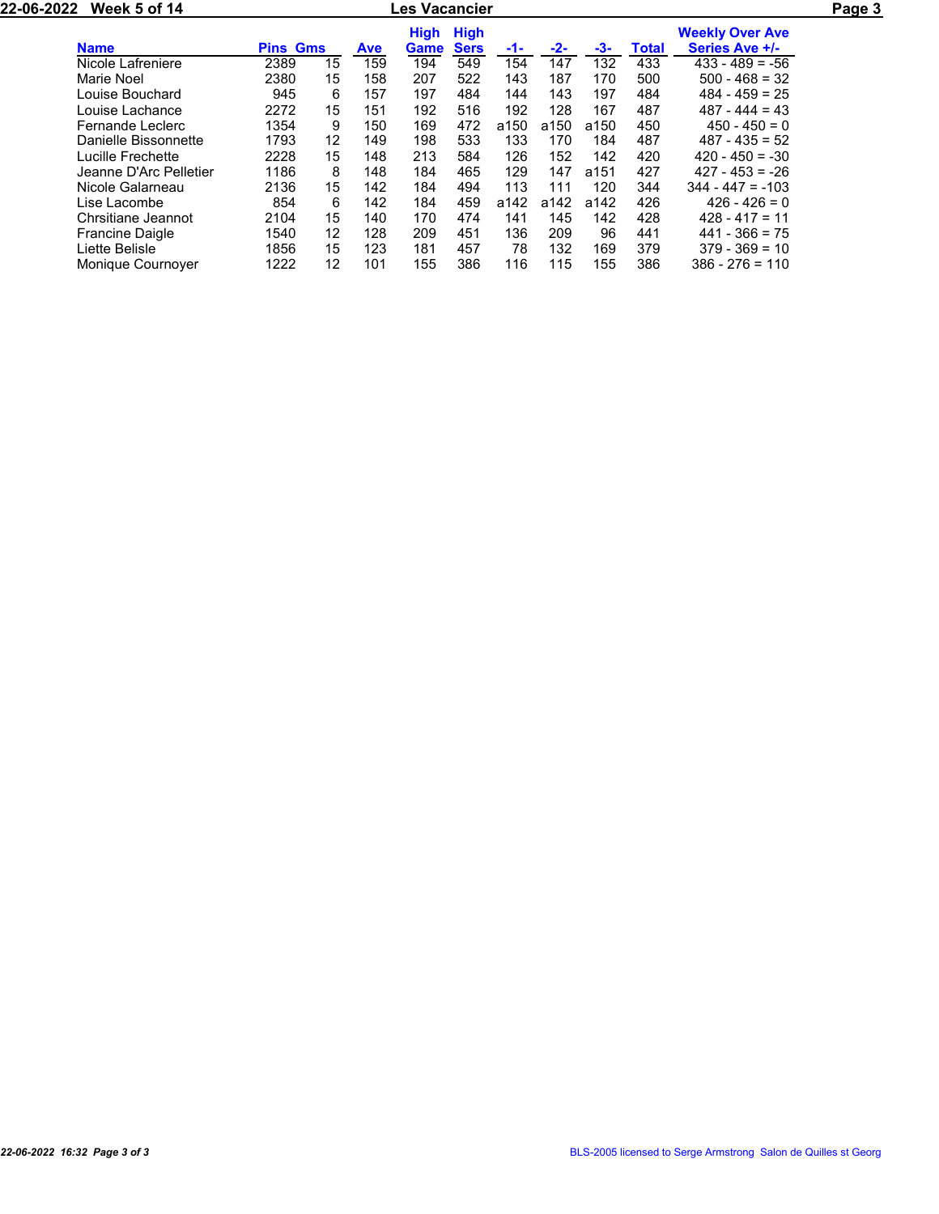| Name | Pins | Gms | Ave | High Game | High Sers | -1- | -2- | -3- | Total | Weekly Over Ave Series Ave +/- |
|---|---|---|---|---|---|---|---|---|---|---|
| Nicole Lafreniere | 2389 | 15 | 159 | 194 | 549 | 154 | 147 | 132 | 433 | 433 - 489 = -56 |
| Marie Noel | 2380 | 15 | 158 | 207 | 522 | 143 | 187 | 170 | 500 | 500 - 468 = 32 |
| Louise Bouchard | 945 | 6 | 157 | 197 | 484 | 144 | 143 | 197 | 484 | 484 - 459 = 25 |
| Louise Lachance | 2272 | 15 | 151 | 192 | 516 | 192 | 128 | 167 | 487 | 487 - 444 = 43 |
| Fernande Leclerc | 1354 | 9 | 150 | 169 | 472 | a150 | a150 | a150 | 450 | 450 - 450 = 0 |
| Danielle Bissonnette | 1793 | 12 | 149 | 198 | 533 | 133 | 170 | 184 | 487 | 487 - 435 = 52 |
| Lucille Frechette | 2228 | 15 | 148 | 213 | 584 | 126 | 152 | 142 | 420 | 420 - 450 = -30 |
| Jeanne D'Arc Pelletier | 1186 | 8 | 148 | 184 | 465 | 129 | 147 | a151 | 427 | 427 - 453 = -26 |
| Nicole Galarneau | 2136 | 15 | 142 | 184 | 494 | 113 | 111 | 120 | 344 | 344 - 447 = -103 |
| Lise Lacombe | 854 | 6 | 142 | 184 | 459 | a142 | a142 | a142 | 426 | 426 - 426 = 0 |
| Chrsitiane Jeannot | 2104 | 15 | 140 | 170 | 474 | 141 | 145 | 142 | 428 | 428 - 417 = 11 |
| Francine Daigle | 1540 | 12 | 128 | 209 | 451 | 136 | 209 | 96 | 441 | 441 - 366 = 75 |
| Liette Belisle | 1856 | 15 | 123 | 181 | 457 | 78 | 132 | 169 | 379 | 379 - 369 = 10 |
| Monique Cournoyer | 1222 | 12 | 101 | 155 | 386 | 116 | 115 | 155 | 386 | 386 - 276 = 110 |